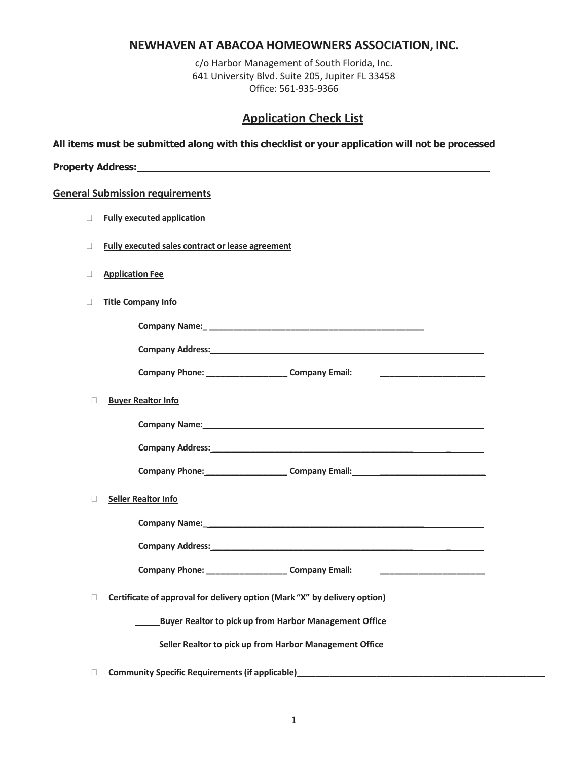## NEWHAVEN AT ABACOA HOMEOWNERS ASSOCIATION, INC.

c/o Harbor Management of South Florida, Inc.
641 University Blvd. Suite 205, Jupiter FL 33458
Office: 561-935-9366

## Application Check List

**All items must be submitted along with this checklist or your application will not be processed**

**Property Address:** ______________________________________________

### General Submission requirements

- ☐ **Fully executed application**
- ☐ **Fully executed sales contract or lease agreement**
- ☐ **Application Fee**
- ☐ **Title Company Info**

  **Company Name:** ______________________________________________

  **Company Address:** ______________________________________________

  **Company Phone:** ________________ **Company Email:** ______________________

- ☐ **Buyer Realtor Info**

  **Company Name:** ______________________________________________

  **Company Address:** ______________________________________________

  **Company Phone:** ________________ **Company Email:** ______________________

- ☐ **Seller Realtor Info**

  **Company Name:** ______________________________________________

  **Company Address:** ______________________________________________

  **Company Phone:** ________________ **Company Email:** ______________________

- ☐ **Certificate of approval for delivery option (Mark "X" by delivery option)**

  _____ **Buyer Realtor to pick up from Harbor Management Office**

  _____ **Seller Realtor to pick up from Harbor Management Office**

- ☐ **Community Specific Requirements (if applicable)** ______________________________________________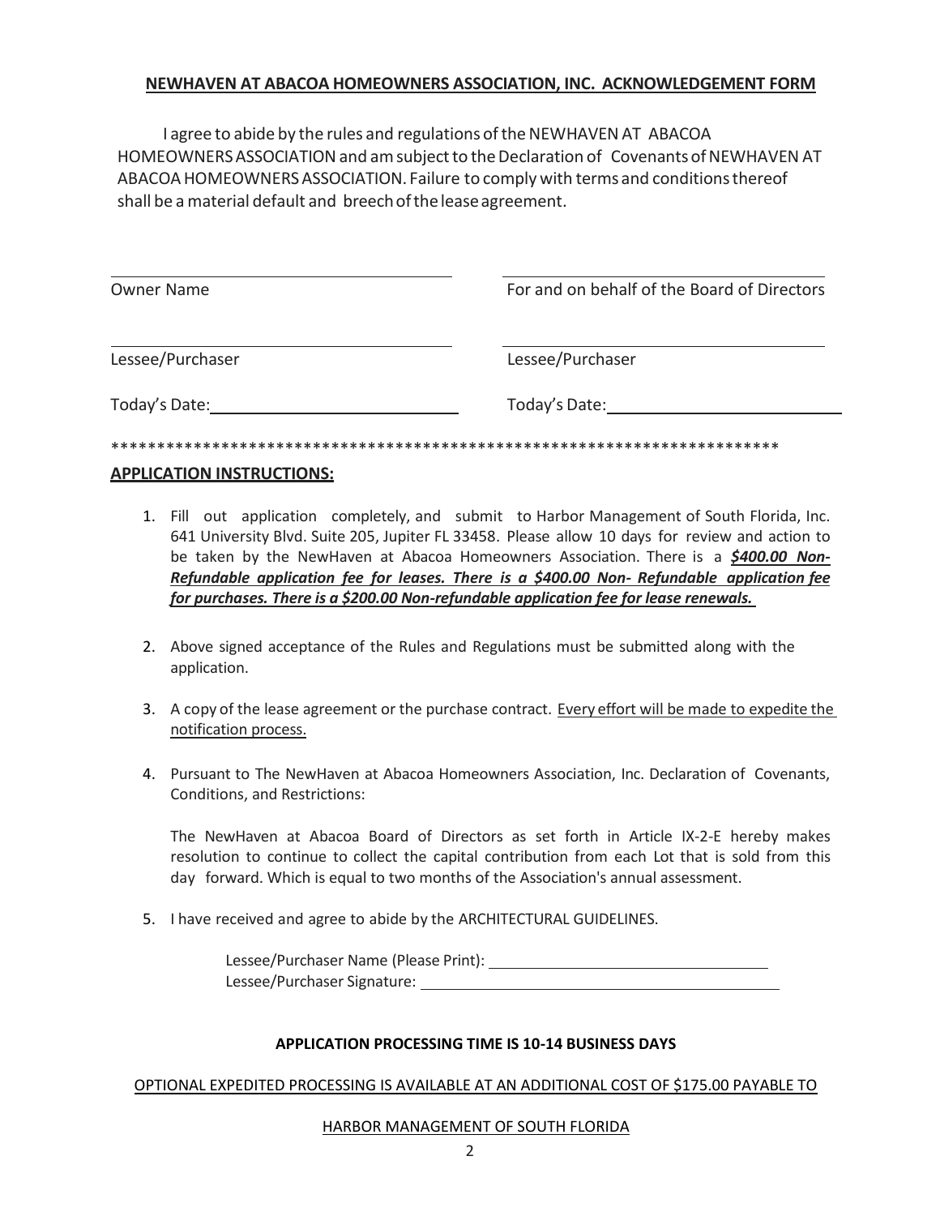**NEWHAVEN AT ABACOA HOMEOWNERS ASSOCIATION, INC. ACKNOWLEDGEMENT FORM**

I agree to abide by the rules and regulations of the NEWHAVEN AT ABACOA HOMEOWNERS ASSOCIATION and am subject to the Declaration of Covenants of NEWHAVEN AT ABACOA HOMEOWNERS ASSOCIATION. Failure to comply with terms and conditions thereof shall be a material default and breech of the lease agreement.

| ______________________________ | ______________________________ |
|---|---|
| Owner Name | For and on behalf of the Board of Directors |
| ______________________________ | ______________________________ |
| Lessee/Purchaser | Lessee/Purchaser |
| Today's Date: ____________________ | Today's Date: ____________________ |

\*\*\*\*\*\*\*\*\*\*\*\*\*\*\*\*\*\*\*\*\*\*\*\*\*\*\*\*\*\*\*\*\*\*\*\*\*\*\*\*\*\*\*\*\*\*\*\*\*\*\*\*\*\*\*\*\*\*\*\*\*\*\*\*\*\*\*\*\*\*\*\*\*\*\*

**APPLICATION INSTRUCTIONS:**

1. Fill out application completely, and submit to Harbor Management of South Florida, Inc. 641 University Blvd. Suite 205, Jupiter FL 33458. Please allow 10 days for review and action to be taken by the NewHaven at Abacoa Homeowners Association. There is a ***$400.00 Non-Refundable application fee for leases. There is a $400.00 Non- Refundable application fee for purchases. There is a $200.00 Non-refundable application fee for lease renewals.***

2. Above signed acceptance of the Rules and Regulations must be submitted along with the application.

3. A copy of the lease agreement or the purchase contract. Every effort will be made to expedite the notification process.

4. Pursuant to The NewHaven at Abacoa Homeowners Association, Inc. Declaration of Covenants, Conditions, and Restrictions:

   The NewHaven at Abacoa Board of Directors as set forth in Article IX-2-E hereby makes resolution to continue to collect the capital contribution from each Lot that is sold from this day forward. Which is equal to two months of the Association's annual assessment.

5. I have received and agree to abide by the ARCHITECTURAL GUIDELINES.

   Lessee/Purchaser Name (Please Print): ______________________________

   Lessee/Purchaser Signature: ______________________________________

**APPLICATION PROCESSING TIME IS 10-14 BUSINESS DAYS**

OPTIONAL EXPEDITED PROCESSING IS AVAILABLE AT AN ADDITIONAL COST OF $175.00 PAYABLE TO

HARBOR MANAGEMENT OF SOUTH FLORIDA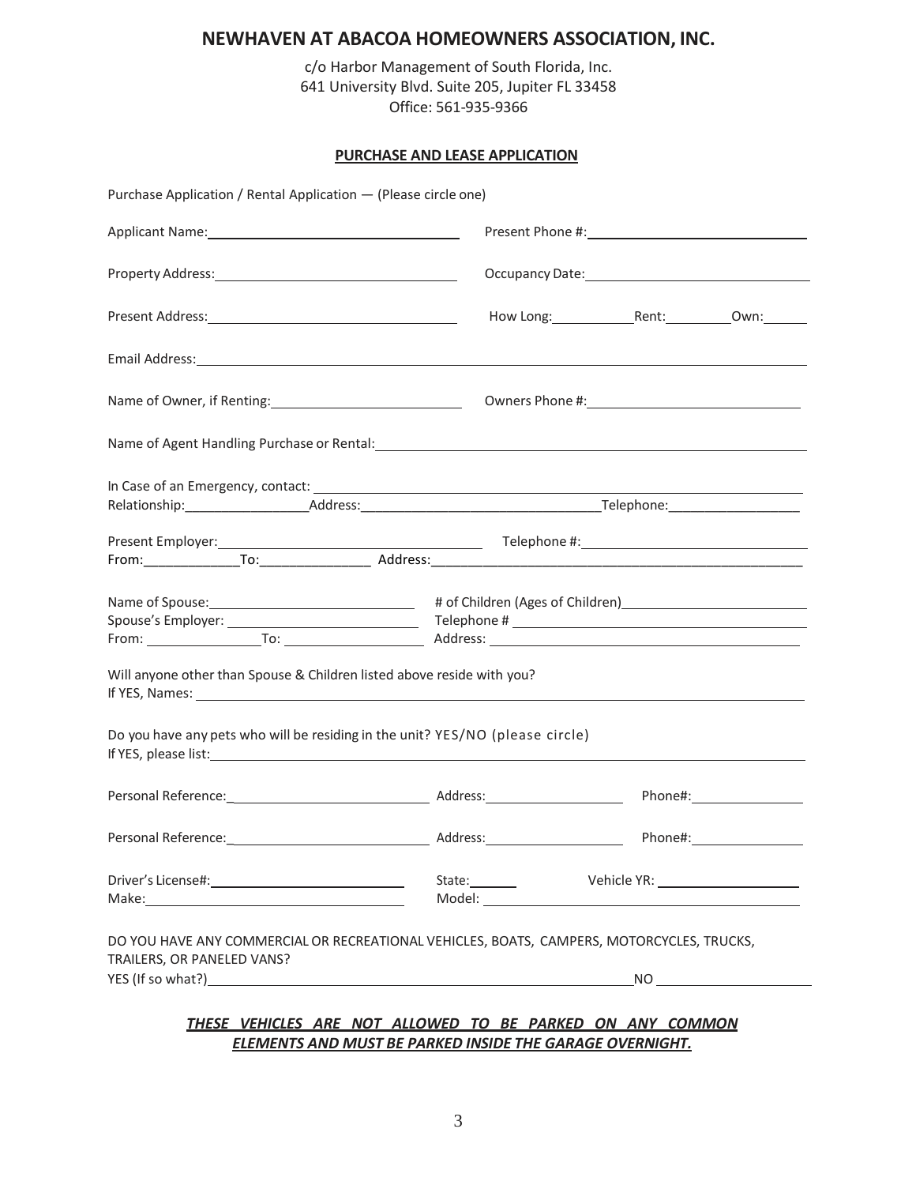# NEWHAVEN AT ABACOA HOMEOWNERS ASSOCIATION, INC.

c/o Harbor Management of South Florida, Inc.
641 University Blvd. Suite 205, Jupiter FL 33458
Office: 561-935-9366

**PURCHASE AND LEASE APPLICATION**

Purchase Application / Rental Application — (Please circle one)

Applicant Name:______________________________ Present Phone #:______________________________

Property Address:______________________________ Occupancy Date:______________________________

Present Address:______________________________ How Long:__________ Rent:__________ Own:______

Email Address:____________________________________________________________

Name of Owner, if Renting:________________________ Owners Phone #:________________________

Name of Agent Handling Purchase or Rental:____________________________________________

In Case of an Emergency, contact: ____________________________________________
Relationship:________________ Address:______________________________ Telephone:________________

Present Employer:______________________________ Telephone #:______________________________
From:____________ To:______________ Address:____________________________________________

Name of Spouse:________________________ # of Children (Ages of Children)________________________
Spouse's Employer: ________________________ Telephone # ________________________________
From: ______________ To: ________________ Address: ________________________________

Will anyone other than Spouse & Children listed above reside with you?
If YES, Names: ____________________________________________________________

Do you have any pets who will be residing in the unit? YES/NO (please circle)
If YES, please list:____________________________________________________________

Personal Reference:________________________ Address:________________ Phone#:______________

Personal Reference:________________________ Address:________________ Phone#:______________

Driver's License#:________________________ State:______ Vehicle YR: ________________
Make:______________________________ Model: ________________________________

DO YOU HAVE ANY COMMERCIAL OR RECREATIONAL VEHICLES, BOATS, CAMPERS, MOTORCYCLES, TRUCKS, TRAILERS, OR PANELED VANS?
YES (If so what?)________________________________________________ NO ________________

***THESE VEHICLES ARE NOT ALLOWED TO BE PARKED ON ANY COMMON ELEMENTS AND MUST BE PARKED INSIDE THE GARAGE OVERNIGHT.***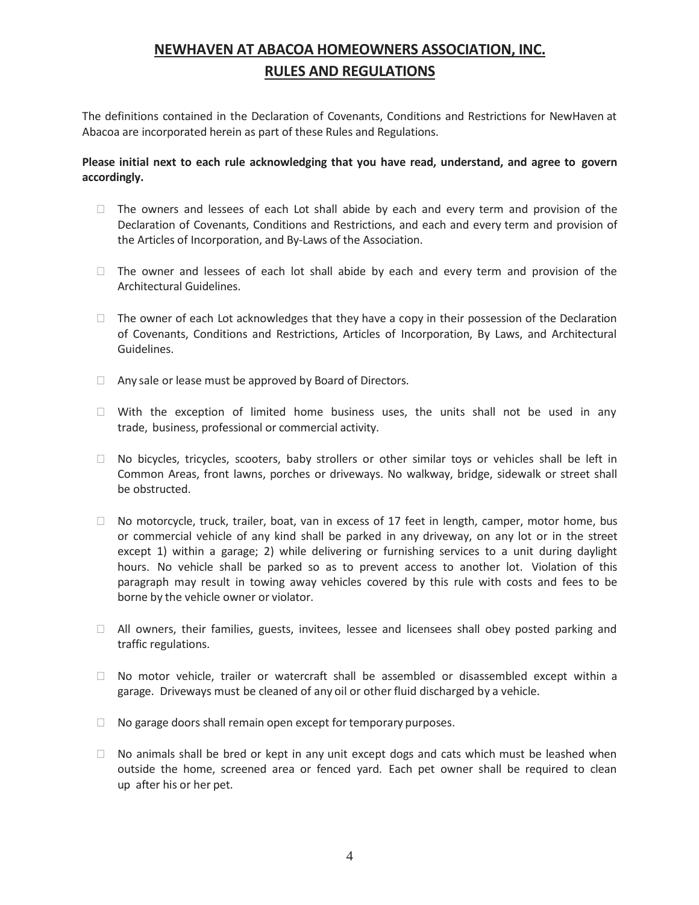# NEWHAVEN AT ABACOA HOMEOWNERS ASSOCIATION, INC.

## RULES AND REGULATIONS

The definitions contained in the Declaration of Covenants, Conditions and Restrictions for NewHaven at Abacoa are incorporated herein as part of these Rules and Regulations.

**Please initial next to each rule acknowledging that you have read, understand, and agree to govern accordingly.**

- ☐ The owners and lessees of each Lot shall abide by each and every term and provision of the Declaration of Covenants, Conditions and Restrictions, and each and every term and provision of the Articles of Incorporation, and By-Laws of the Association.

- ☐ The owner and lessees of each lot shall abide by each and every term and provision of the Architectural Guidelines.

- ☐ The owner of each Lot acknowledges that they have a copy in their possession of the Declaration of Covenants, Conditions and Restrictions, Articles of Incorporation, By Laws, and Architectural Guidelines.

- ☐ Any sale or lease must be approved by Board of Directors.

- ☐ With the exception of limited home business uses, the units shall not be used in any trade, business, professional or commercial activity.

- ☐ No bicycles, tricycles, scooters, baby strollers or other similar toys or vehicles shall be left in Common Areas, front lawns, porches or driveways. No walkway, bridge, sidewalk or street shall be obstructed.

- ☐ No motorcycle, truck, trailer, boat, van in excess of 17 feet in length, camper, motor home, bus or commercial vehicle of any kind shall be parked in any driveway, on any lot or in the street except 1) within a garage; 2) while delivering or furnishing services to a unit during daylight hours. No vehicle shall be parked so as to prevent access to another lot. Violation of this paragraph may result in towing away vehicles covered by this rule with costs and fees to be borne by the vehicle owner or violator.

- ☐ All owners, their families, guests, invitees, lessee and licensees shall obey posted parking and traffic regulations.

- ☐ No motor vehicle, trailer or watercraft shall be assembled or disassembled except within a garage. Driveways must be cleaned of any oil or other fluid discharged by a vehicle.

- ☐ No garage doors shall remain open except for temporary purposes.

- ☐ No animals shall be bred or kept in any unit except dogs and cats which must be leashed when outside the home, screened area or fenced yard. Each pet owner shall be required to clean up after his or her pet.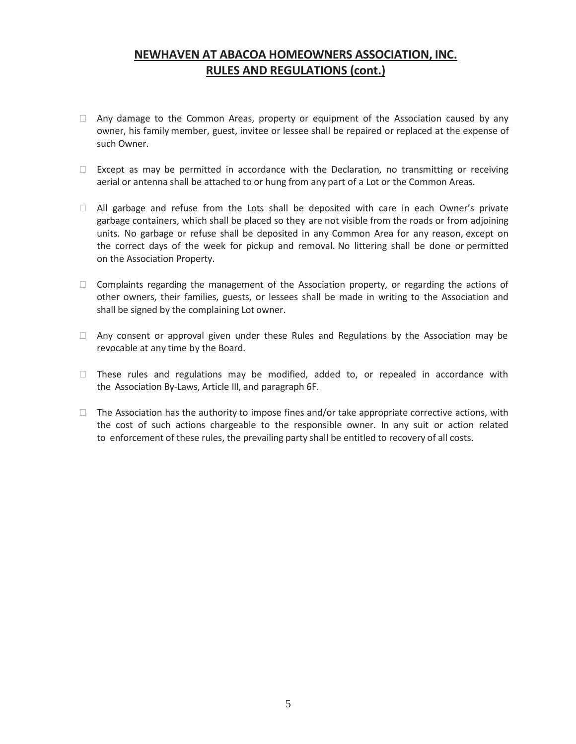## NEWHAVEN AT ABACOA HOMEOWNERS ASSOCIATION, INC.
## RULES AND REGULATIONS (cont.)

- Any damage to the Common Areas, property or equipment of the Association caused by any owner, his family member, guest, invitee or lessee shall be repaired or replaced at the expense of such Owner.

- Except as may be permitted in accordance with the Declaration, no transmitting or receiving aerial or antenna shall be attached to or hung from any part of a Lot or the Common Areas.

- All garbage and refuse from the Lots shall be deposited with care in each Owner's private garbage containers, which shall be placed so they are not visible from the roads or from adjoining units. No garbage or refuse shall be deposited in any Common Area for any reason, except on the correct days of the week for pickup and removal. No littering shall be done or permitted on the Association Property.

- Complaints regarding the management of the Association property, or regarding the actions of other owners, their families, guests, or lessees shall be made in writing to the Association and shall be signed by the complaining Lot owner.

- Any consent or approval given under these Rules and Regulations by the Association may be revocable at any time by the Board.

- These rules and regulations may be modified, added to, or repealed in accordance with the Association By-Laws, Article III, and paragraph 6F.

- The Association has the authority to impose fines and/or take appropriate corrective actions, with the cost of such actions chargeable to the responsible owner. In any suit or action related to enforcement of these rules, the prevailing party shall be entitled to recovery of all costs.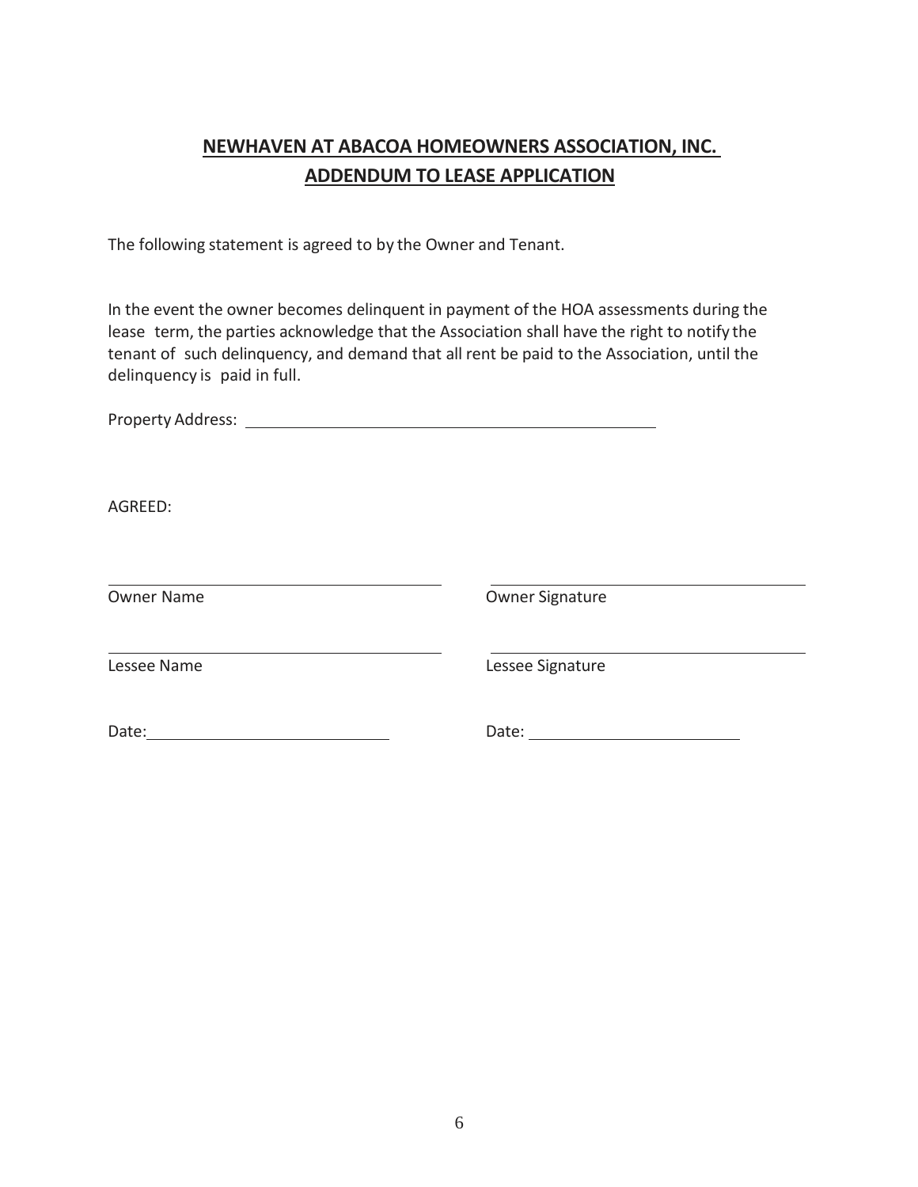# NEWHAVEN AT ABACOA HOMEOWNERS ASSOCIATION, INC.
## ADDENDUM TO LEASE APPLICATION

The following statement is agreed to by the Owner and Tenant.

In the event the owner becomes delinquent in payment of the HOA assessments during the lease term, the parties acknowledge that the Association shall have the right to notify the tenant of such delinquency, and demand that all rent be paid to the Association, until the delinquency is paid in full.

Property Address: ______________________________________________

AGREED:

| | |
|---|---|
| ______________________________ | ______________________________ |
| Owner Name | Owner Signature |
| ______________________________ | ______________________________ |
| Lessee Name | Lessee Signature |
| Date: __________________________ | Date: ________________________ |